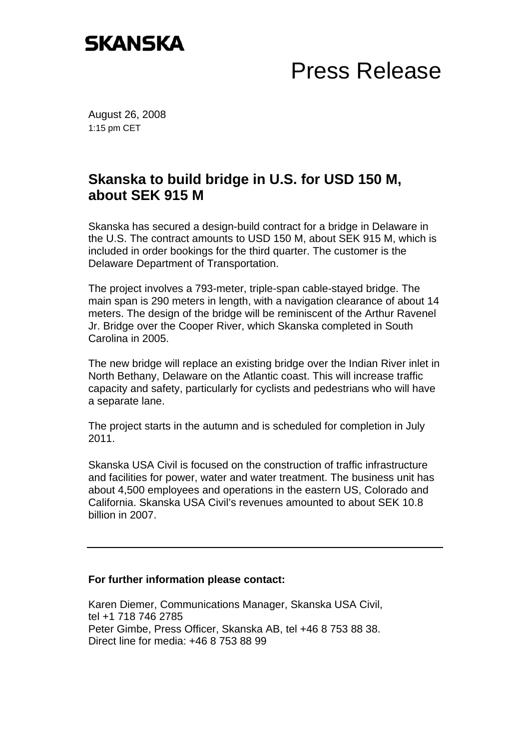**SKANSKA**

# Press Release

August 26, 2008
1:15 pm CET

## Skanska to build bridge in U.S. for USD 150 M, about SEK 915 M

Skanska has secured a design-build contract for a bridge in Delaware in the U.S. The contract amounts to USD 150 M, about SEK 915 M, which is included in order bookings for the third quarter. The customer is the Delaware Department of Transportation.

The project involves a 793-meter, triple-span cable-stayed bridge. The main span is 290 meters in length, with a navigation clearance of about 14 meters. The design of the bridge will be reminiscent of the Arthur Ravenel Jr. Bridge over the Cooper River, which Skanska completed in South Carolina in 2005.

The new bridge will replace an existing bridge over the Indian River inlet in North Bethany, Delaware on the Atlantic coast. This will increase traffic capacity and safety, particularly for cyclists and pedestrians who will have a separate lane.

The project starts in the autumn and is scheduled for completion in July 2011.

Skanska USA Civil is focused on the construction of traffic infrastructure and facilities for power, water and water treatment. The business unit has about 4,500 employees and operations in the eastern US, Colorado and California. Skanska USA Civil's revenues amounted to about SEK 10.8 billion in 2007.

---

**For further information please contact:**

Karen Diemer, Communications Manager, Skanska USA Civil,
tel +1 718 746 2785
Peter Gimbe, Press Officer, Skanska AB, tel +46 8 753 88 38.
Direct line for media: +46 8 753 88 99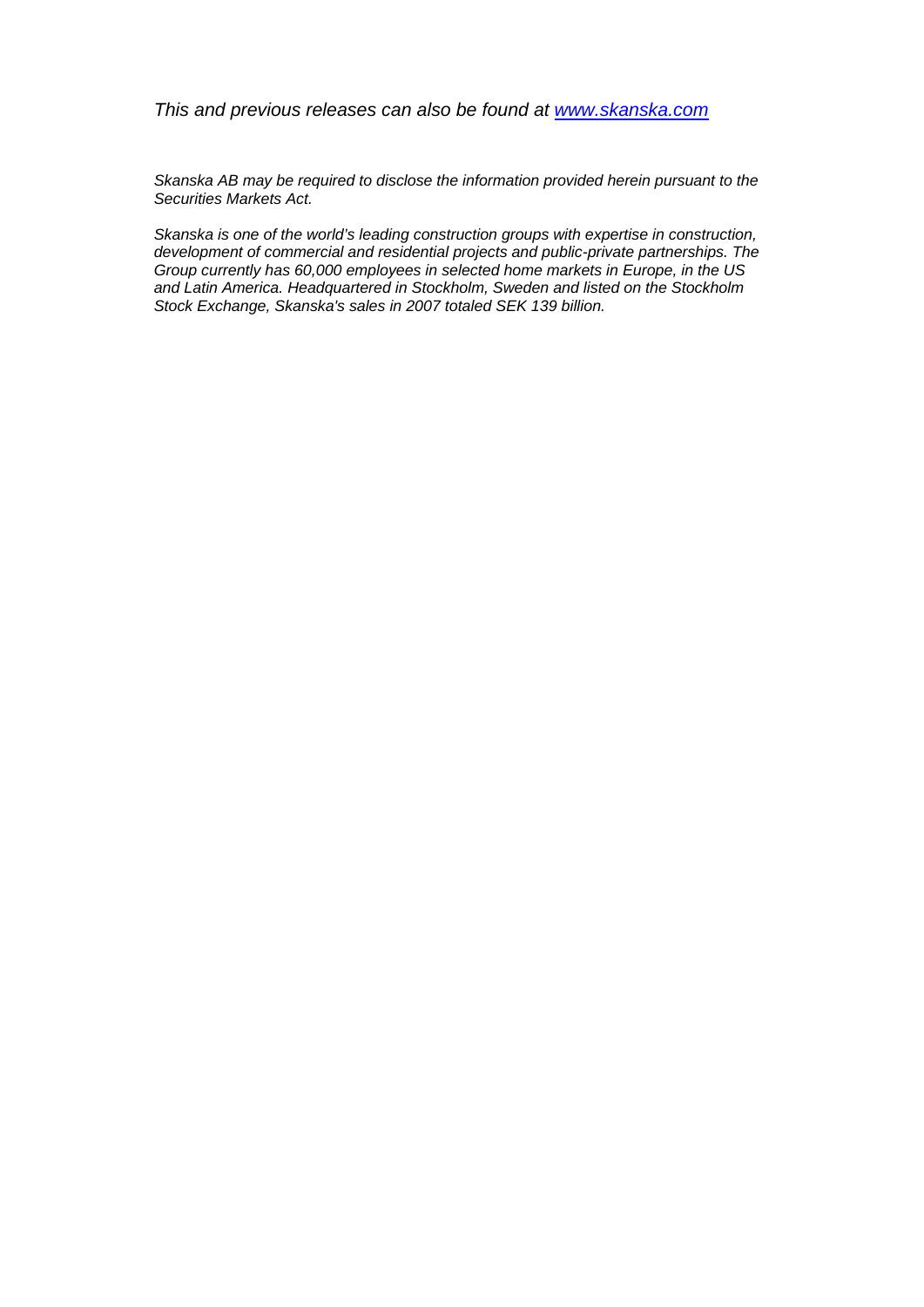*This and previous releases can also be found at [www.skanska.com](http://www.skanska.com)*

*Skanska AB may be required to disclose the information provided herein pursuant to the Securities Markets Act.*

*Skanska is one of the world's leading construction groups with expertise in construction, development of commercial and residential projects and public-private partnerships. The Group currently has 60,000 employees in selected home markets in Europe, in the US and Latin America. Headquartered in Stockholm, Sweden and listed on the Stockholm Stock Exchange, Skanska's sales in 2007 totaled SEK 139 billion.*